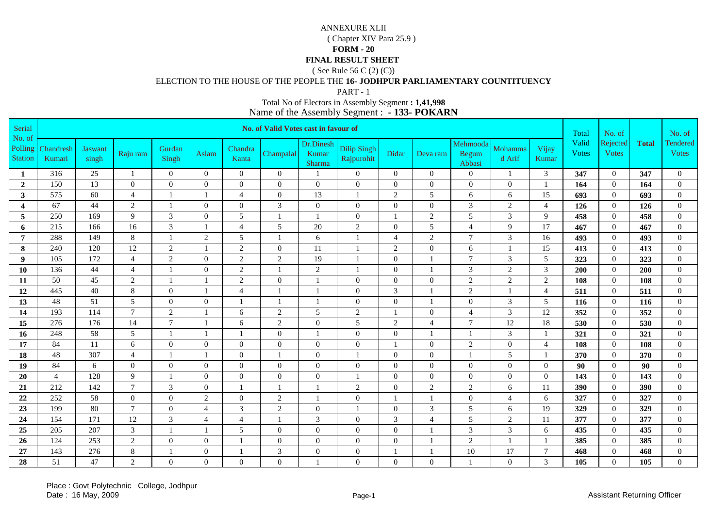ANNEXURE XLII

( Chapter XIV Para 25.9 )

**FORM - 20**

**FINAL RESULT SHEET**

( See Rule 56 C (2) (C))

ELECTION TO THE HOUSE OF THE PEOPLE THE **16- JODHPUR PARLIAMENTARY COUNTITUENCY**

PART - 1

Total No of Electors in Assembly Segment **: 1,41,998**

Name of the Assembly Segment : **- 133- POKARN**

| Serial No. of Polling Station | No. of Valid Votes cast in favour of | | | | | | | | | | | | | | Total Valid Votes | No. of Rejected Votes | **Total** | No. of Tendered Votes |
|---|---|---|---|---|---|---|---|---|---|---|---|---|---|---|---|---|---|---|
| | Chandresh Kumari | Jaswant singh | Raju ram | Gurdan Singh | Aslam | Chandra Kanta | Champalal | Dr.Dinesh Kumar Sharma | Dilip Singh Rajpurohit | Didar | Deva ram | Mehmooda Begum Abbasi | Mohammad Arif | Vijay Kumar | | | | |
| **1** | 316 | 25 | 1 | 0 | 0 | 0 | 0 | 1 | 0 | 0 | 0 | 0 | 1 | 3 | **347** | 0 | **347** | 0 |
| **2** | 150 | 13 | 0 | 0 | 0 | 0 | 0 | 0 | 0 | 0 | 0 | 0 | 0 | 1 | **164** | 0 | **164** | 0 |
| **3** | 575 | 60 | 4 | 1 | 1 | 4 | 0 | 13 | 1 | 2 | 5 | 6 | 6 | 15 | **693** | 0 | **693** | 0 |
| **4** | 67 | 44 | 2 | 1 | 0 | 0 | 3 | 0 | 0 | 0 | 0 | 3 | 2 | 4 | **126** | 0 | **126** | 0 |
| **5** | 250 | 169 | 9 | 3 | 0 | 5 | 1 | 1 | 0 | 1 | 2 | 5 | 3 | 9 | **458** | 0 | **458** | 0 |
| **6** | 215 | 166 | 16 | 3 | 1 | 4 | 5 | 20 | 2 | 0 | 5 | 4 | 9 | 17 | **467** | 0 | **467** | 0 |
| **7** | 288 | 149 | 8 | 1 | 2 | 5 | 1 | 6 | 1 | 4 | 2 | 7 | 3 | 16 | **493** | 0 | **493** | 0 |
| **8** | 240 | 120 | 12 | 2 | 1 | 2 | 0 | 11 | 1 | 2 | 0 | 6 | 1 | 15 | **413** | 0 | **413** | 0 |
| **9** | 105 | 172 | 4 | 2 | 0 | 2 | 2 | 19 | 1 | 0 | 1 | 7 | 3 | 5 | **323** | 0 | **323** | 0 |
| **10** | 136 | 44 | 4 | 1 | 0 | 2 | 1 | 2 | 1 | 0 | 1 | 3 | 2 | 3 | **200** | 0 | **200** | 0 |
| **11** | 50 | 45 | 2 | 1 | 1 | 2 | 0 | 1 | 0 | 0 | 0 | 2 | 2 | 2 | **108** | 0 | **108** | 0 |
| **12** | 445 | 40 | 8 | 0 | 1 | 4 | 1 | 1 | 0 | 3 | 1 | 2 | 1 | 4 | **511** | 0 | **511** | 0 |
| **13** | 48 | 51 | 5 | 0 | 0 | 1 | 1 | 1 | 0 | 0 | 1 | 0 | 3 | 5 | **116** | 0 | **116** | 0 |
| **14** | 193 | 114 | 7 | 2 | 1 | 6 | 2 | 5 | 2 | 1 | 0 | 4 | 3 | 12 | **352** | 0 | **352** | 0 |
| **15** | 276 | 176 | 14 | 7 | 1 | 6 | 2 | 0 | 5 | 2 | 4 | 7 | 12 | 18 | **530** | 0 | **530** | 0 |
| **16** | 248 | 58 | 5 | 1 | 1 | 1 | 0 | 1 | 0 | 0 | 1 | 1 | 3 | 1 | **321** | 0 | **321** | 0 |
| **17** | 84 | 11 | 6 | 0 | 0 | 0 | 0 | 0 | 0 | 1 | 0 | 2 | 0 | 4 | **108** | 0 | **108** | 0 |
| **18** | 48 | 307 | 4 | 1 | 1 | 0 | 1 | 0 | 1 | 0 | 0 | 1 | 5 | 1 | **370** | 0 | **370** | 0 |
| **19** | 84 | 6 | 0 | 0 | 0 | 0 | 0 | 0 | 0 | 0 | 0 | 0 | 0 | 0 | **90** | 0 | **90** | 0 |
| **20** | 4 | 128 | 9 | 1 | 0 | 0 | 0 | 0 | 1 | 0 | 0 | 0 | 0 | 0 | **143** | 0 | **143** | 0 |
| **21** | 212 | 142 | 7 | 3 | 0 | 1 | 1 | 1 | 2 | 0 | 2 | 2 | 6 | 11 | **390** | 0 | **390** | 0 |
| **22** | 252 | 58 | 0 | 0 | 2 | 0 | 2 | 1 | 0 | 1 | 1 | 0 | 4 | 6 | **327** | 0 | **327** | 0 |
| **23** | 199 | 80 | 7 | 0 | 4 | 3 | 2 | 0 | 1 | 0 | 3 | 5 | 6 | 19 | **329** | 0 | **329** | 0 |
| **24** | 154 | 171 | 12 | 3 | 4 | 4 | 1 | 3 | 0 | 3 | 4 | 5 | 2 | 11 | **377** | 0 | **377** | 0 |
| **25** | 205 | 207 | 3 | 1 | 1 | 5 | 0 | 0 | 0 | 0 | 1 | 3 | 3 | 6 | **435** | 0 | **435** | 0 |
| **26** | 124 | 253 | 2 | 0 | 0 | 1 | 0 | 0 | 0 | 0 | 1 | 2 | 1 | 1 | **385** | 0 | **385** | 0 |
| **27** | 143 | 276 | 8 | 1 | 0 | 1 | 3 | 0 | 0 | 1 | 1 | 10 | 17 | 7 | **468** | 0 | **468** | 0 |
| **28** | 51 | 47 | 2 | 0 | 0 | 0 | 0 | 1 | 0 | 0 | 0 | 1 | 0 | 3 | **105** | 0 | **105** | 0 |

Place : Govt Polytechnic College, Jodhpur
Date : 16 May, 2009

Assistant Returning Officer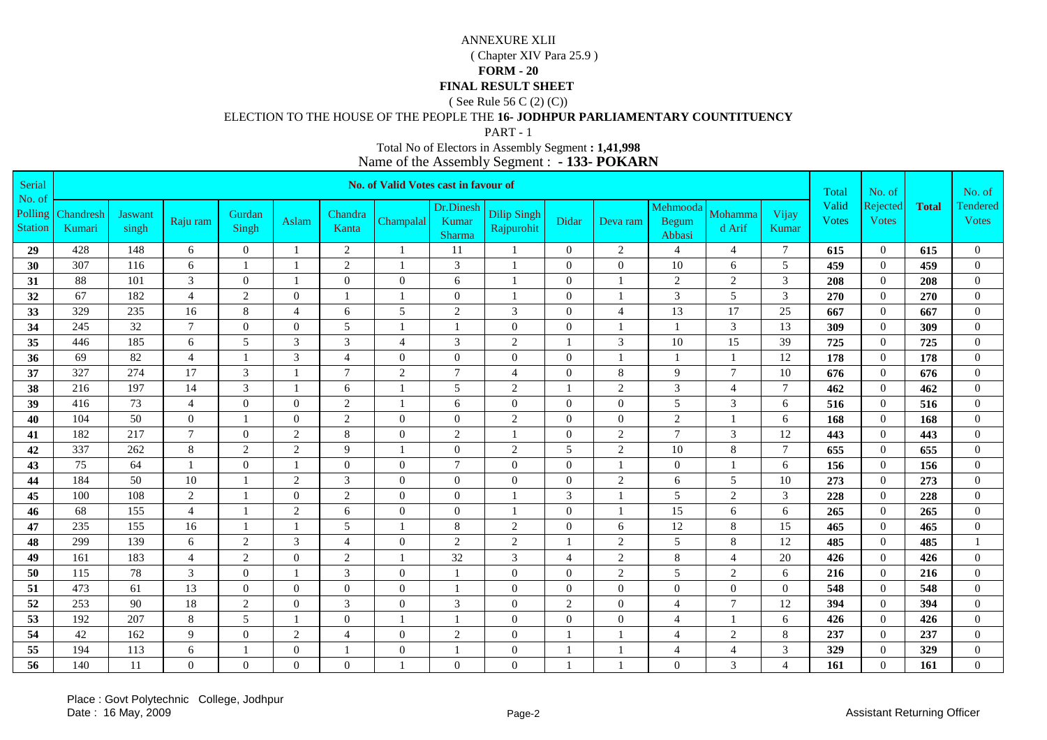ANNEXURE XLII

( Chapter XIV Para 25.9 )

**FORM - 20**

**FINAL RESULT SHEET**

( See Rule 56 C (2) (C))

ELECTION TO THE HOUSE OF THE PEOPLE THE **16- JODHPUR PARLIAMENTARY COUNTITUENCY**

PART - 1

Total No of Electors in Assembly Segment **: 1,41,998**

Name of the Assembly Segment : **- 133- POKARN**

| Serial No. of Polling Station | No. of Valid Votes cast in favour of | | | | | | | | | | | | | | Total Valid Votes | No. of Rejected Votes | Total | No. of Tendered Votes |
|---|---|---|---|---|---|---|---|---|---|---|---|---|---|---|---|---|---|---|
| | Chandresh Kumari | Jaswant singh | Raju ram | Gurdan Singh | Aslam | Chandra Kanta | Champalal | Dr.Dinesh Kumar Sharma | Dilip Singh Rajpurohit | Didar | Deva ram | Mehmooda Begum Abbasi | Mohammad Arif | Vijay Kumar | | | | |
| **29** | 428 | 148 | 6 | 0 | 1 | 2 | 1 | 11 | 1 | 0 | 2 | 4 | 4 | 7 | **615** | 0 | **615** | 0 |
| **30** | 307 | 116 | 6 | 1 | 1 | 2 | 1 | 3 | 1 | 0 | 0 | 10 | 6 | 5 | **459** | 0 | **459** | 0 |
| **31** | 88 | 101 | 3 | 0 | 1 | 0 | 0 | 6 | 1 | 0 | 1 | 2 | 2 | 3 | **208** | 0 | **208** | 0 |
| **32** | 67 | 182 | 4 | 2 | 0 | 1 | 1 | 0 | 1 | 0 | 1 | 3 | 5 | 3 | **270** | 0 | **270** | 0 |
| **33** | 329 | 235 | 16 | 8 | 4 | 6 | 5 | 2 | 3 | 0 | 4 | 13 | 17 | 25 | **667** | 0 | **667** | 0 |
| **34** | 245 | 32 | 7 | 0 | 0 | 5 | 1 | 1 | 0 | 0 | 1 | 1 | 3 | 13 | **309** | 0 | **309** | 0 |
| **35** | 446 | 185 | 6 | 5 | 3 | 3 | 4 | 3 | 2 | 1 | 3 | 10 | 15 | 39 | **725** | 0 | **725** | 0 |
| **36** | 69 | 82 | 4 | 1 | 3 | 4 | 0 | 0 | 0 | 0 | 1 | 1 | 1 | 12 | **178** | 0 | **178** | 0 |
| **37** | 327 | 274 | 17 | 3 | 1 | 7 | 2 | 7 | 4 | 0 | 8 | 9 | 7 | 10 | **676** | 0 | **676** | 0 |
| **38** | 216 | 197 | 14 | 3 | 1 | 6 | 1 | 5 | 2 | 1 | 2 | 3 | 4 | 7 | **462** | 0 | **462** | 0 |
| **39** | 416 | 73 | 4 | 0 | 0 | 2 | 1 | 6 | 0 | 0 | 0 | 5 | 3 | 6 | **516** | 0 | **516** | 0 |
| **40** | 104 | 50 | 0 | 1 | 0 | 2 | 0 | 0 | 2 | 0 | 0 | 2 | 1 | 6 | **168** | 0 | **168** | 0 |
| **41** | 182 | 217 | 7 | 0 | 2 | 8 | 0 | 2 | 1 | 0 | 2 | 7 | 3 | 12 | **443** | 0 | **443** | 0 |
| **42** | 337 | 262 | 8 | 2 | 2 | 9 | 1 | 0 | 2 | 5 | 2 | 10 | 8 | 7 | **655** | 0 | **655** | 0 |
| **43** | 75 | 64 | 1 | 0 | 1 | 0 | 0 | 7 | 0 | 0 | 1 | 0 | 1 | 6 | **156** | 0 | **156** | 0 |
| **44** | 184 | 50 | 10 | 1 | 2 | 3 | 0 | 0 | 0 | 0 | 2 | 6 | 5 | 10 | **273** | 0 | **273** | 0 |
| **45** | 100 | 108 | 2 | 1 | 0 | 2 | 0 | 0 | 1 | 3 | 1 | 5 | 2 | 3 | **228** | 0 | **228** | 0 |
| **46** | 68 | 155 | 4 | 1 | 2 | 6 | 0 | 0 | 1 | 0 | 1 | 15 | 6 | 6 | **265** | 0 | **265** | 0 |
| **47** | 235 | 155 | 16 | 1 | 1 | 5 | 1 | 8 | 2 | 0 | 6 | 12 | 8 | 15 | **465** | 0 | **465** | 0 |
| **48** | 299 | 139 | 6 | 2 | 3 | 4 | 0 | 2 | 2 | 1 | 2 | 5 | 8 | 12 | **485** | 0 | **485** | 1 |
| **49** | 161 | 183 | 4 | 2 | 0 | 2 | 1 | 32 | 3 | 4 | 2 | 8 | 4 | 20 | **426** | 0 | **426** | 0 |
| **50** | 115 | 78 | 3 | 0 | 1 | 3 | 0 | 1 | 0 | 0 | 2 | 5 | 2 | 6 | **216** | 0 | **216** | 0 |
| **51** | 473 | 61 | 13 | 0 | 0 | 0 | 0 | 1 | 0 | 0 | 0 | 0 | 0 | 0 | **548** | 0 | **548** | 0 |
| **52** | 253 | 90 | 18 | 2 | 0 | 3 | 0 | 3 | 0 | 2 | 0 | 4 | 7 | 12 | **394** | 0 | **394** | 0 |
| **53** | 192 | 207 | 8 | 5 | 1 | 0 | 1 | 1 | 0 | 0 | 0 | 4 | 1 | 6 | **426** | 0 | **426** | 0 |
| **54** | 42 | 162 | 9 | 0 | 2 | 4 | 0 | 2 | 0 | 1 | 1 | 4 | 2 | 8 | **237** | 0 | **237** | 0 |
| **55** | 194 | 113 | 6 | 1 | 0 | 1 | 0 | 1 | 0 | 1 | 1 | 4 | 4 | 3 | **329** | 0 | **329** | 0 |
| **56** | 140 | 11 | 0 | 0 | 0 | 0 | 1 | 0 | 0 | 1 | 1 | 0 | 3 | 4 | **161** | 0 | **161** | 0 |

Place : Govt Polytechnic College, Jodhpur
Date : 16 May, 2009

Assistant Returning Officer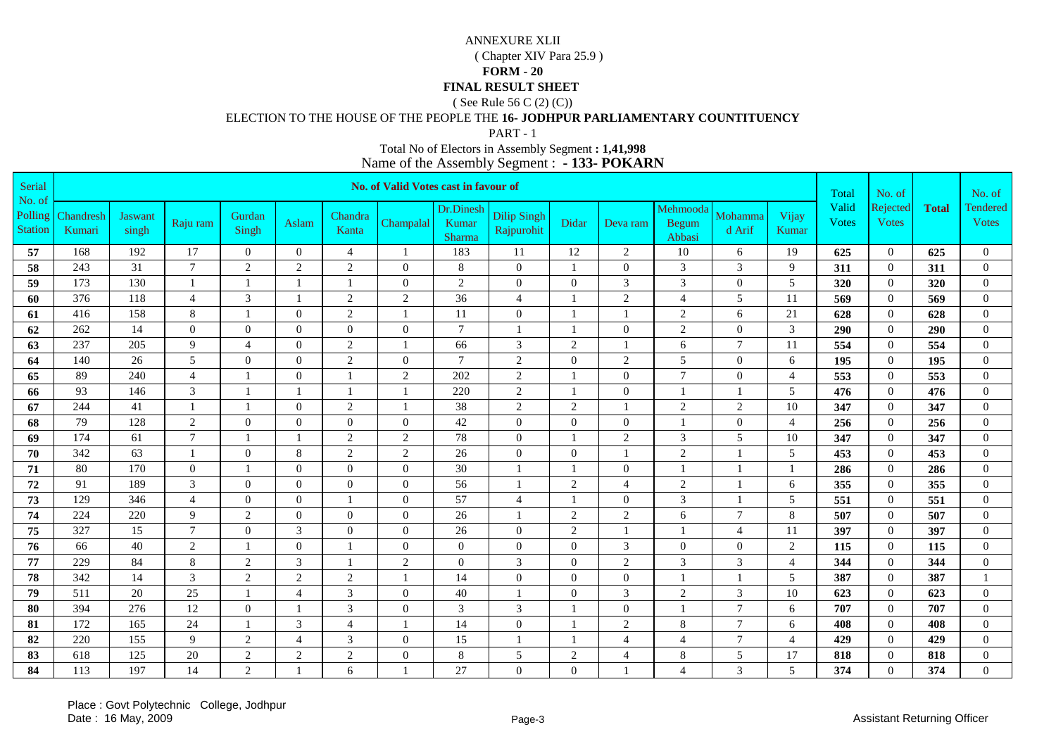ANNEXURE XLII

( Chapter XIV Para 25.9 )

**FORM - 20**

**FINAL RESULT SHEET**

( See Rule 56 C (2) (C))

ELECTION TO THE HOUSE OF THE PEOPLE THE **16- JODHPUR PARLIAMENTARY COUNTITUENCY**

PART - 1

Total No of Electors in Assembly Segment **: 1,41,998**

Name of the Assembly Segment : **- 133- POKARN**

| Serial No. of Polling Station | No. of Valid Votes cast in favour of | | | | | | | | | | | | | | Total Valid Votes | No. of Rejected Votes | Total | No. of Tendered Votes |
|---|---|---|---|---|---|---|---|---|---|---|---|---|---|---|---|---|---|---|
| | Chandresh Kumari | Jaswant singh | Raju ram | Gurdan Singh | Aslam | Chandra Kanta | Champalal | Dr.Dinesh Kumar Sharma | Dilip Singh Rajpurohit | Didar | Deva ram | Mehmooda Begum Abbasi | Mohammad Arif | Vijay Kumar | | | | |
| **57** | 168 | 192 | 17 | 0 | 0 | 4 | 1 | 183 | 11 | 12 | 2 | 10 | 6 | 19 | **625** | 0 | **625** | 0 |
| **58** | 243 | 31 | 7 | 2 | 2 | 2 | 0 | 8 | 0 | 1 | 0 | 3 | 3 | 9 | **311** | 0 | **311** | 0 |
| **59** | 173 | 130 | 1 | 1 | 1 | 1 | 0 | 2 | 0 | 0 | 3 | 3 | 0 | 5 | **320** | 0 | **320** | 0 |
| **60** | 376 | 118 | 4 | 3 | 1 | 2 | 2 | 36 | 4 | 1 | 2 | 4 | 5 | 11 | **569** | 0 | **569** | 0 |
| **61** | 416 | 158 | 8 | 1 | 0 | 2 | 1 | 11 | 0 | 1 | 1 | 2 | 6 | 21 | **628** | 0 | **628** | 0 |
| **62** | 262 | 14 | 0 | 0 | 0 | 0 | 0 | 7 | 1 | 1 | 0 | 2 | 0 | 3 | **290** | 0 | **290** | 0 |
| **63** | 237 | 205 | 9 | 4 | 0 | 2 | 1 | 66 | 3 | 2 | 1 | 6 | 7 | 11 | **554** | 0 | **554** | 0 |
| **64** | 140 | 26 | 5 | 0 | 0 | 2 | 0 | 7 | 2 | 0 | 2 | 5 | 0 | 6 | **195** | 0 | **195** | 0 |
| **65** | 89 | 240 | 4 | 1 | 0 | 1 | 2 | 202 | 2 | 1 | 0 | 7 | 0 | 4 | **553** | 0 | **553** | 0 |
| **66** | 93 | 146 | 3 | 1 | 1 | 1 | 1 | 220 | 2 | 1 | 0 | 1 | 1 | 5 | **476** | 0 | **476** | 0 |
| **67** | 244 | 41 | 1 | 1 | 0 | 2 | 1 | 38 | 2 | 2 | 1 | 2 | 2 | 10 | **347** | 0 | **347** | 0 |
| **68** | 79 | 128 | 2 | 0 | 0 | 0 | 0 | 42 | 0 | 0 | 0 | 1 | 0 | 4 | **256** | 0 | **256** | 0 |
| **69** | 174 | 61 | 7 | 1 | 1 | 2 | 2 | 78 | 0 | 1 | 2 | 3 | 5 | 10 | **347** | 0 | **347** | 0 |
| **70** | 342 | 63 | 1 | 0 | 8 | 2 | 2 | 26 | 0 | 0 | 1 | 2 | 1 | 5 | **453** | 0 | **453** | 0 |
| **71** | 80 | 170 | 0 | 1 | 0 | 0 | 0 | 30 | 1 | 1 | 0 | 1 | 1 | 1 | **286** | 0 | **286** | 0 |
| **72** | 91 | 189 | 3 | 0 | 0 | 0 | 0 | 56 | 1 | 2 | 4 | 2 | 1 | 6 | **355** | 0 | **355** | 0 |
| **73** | 129 | 346 | 4 | 0 | 0 | 1 | 0 | 57 | 4 | 1 | 0 | 3 | 1 | 5 | **551** | 0 | **551** | 0 |
| **74** | 224 | 220 | 9 | 2 | 0 | 0 | 0 | 26 | 1 | 2 | 2 | 6 | 7 | 8 | **507** | 0 | **507** | 0 |
| **75** | 327 | 15 | 7 | 0 | 3 | 0 | 0 | 26 | 0 | 2 | 1 | 1 | 4 | 11 | **397** | 0 | **397** | 0 |
| **76** | 66 | 40 | 2 | 1 | 0 | 1 | 0 | 0 | 0 | 0 | 3 | 0 | 0 | 2 | **115** | 0 | **115** | 0 |
| **77** | 229 | 84 | 8 | 2 | 3 | 1 | 2 | 0 | 3 | 0 | 2 | 3 | 3 | 4 | **344** | 0 | **344** | 0 |
| **78** | 342 | 14 | 3 | 2 | 2 | 2 | 1 | 14 | 0 | 0 | 0 | 1 | 1 | 5 | **387** | 0 | **387** | 1 |
| **79** | 511 | 20 | 25 | 1 | 4 | 3 | 0 | 40 | 1 | 0 | 3 | 2 | 3 | 10 | **623** | 0 | **623** | 0 |
| **80** | 394 | 276 | 12 | 0 | 1 | 3 | 0 | 3 | 3 | 1 | 0 | 1 | 7 | 6 | **707** | 0 | **707** | 0 |
| **81** | 172 | 165 | 24 | 1 | 3 | 4 | 1 | 14 | 0 | 1 | 2 | 8 | 7 | 6 | **408** | 0 | **408** | 0 |
| **82** | 220 | 155 | 9 | 2 | 4 | 3 | 0 | 15 | 1 | 1 | 4 | 4 | 7 | 4 | **429** | 0 | **429** | 0 |
| **83** | 618 | 125 | 20 | 2 | 2 | 2 | 0 | 8 | 5 | 2 | 4 | 8 | 5 | 17 | **818** | 0 | **818** | 0 |
| **84** | 113 | 197 | 14 | 2 | 1 | 6 | 1 | 27 | 0 | 0 | 1 | 4 | 3 | 5 | **374** | 0 | **374** | 0 |

Place : Govt Polytechnic College, Jodhpur
Date : 16 May, 2009

Assistant Returning Officer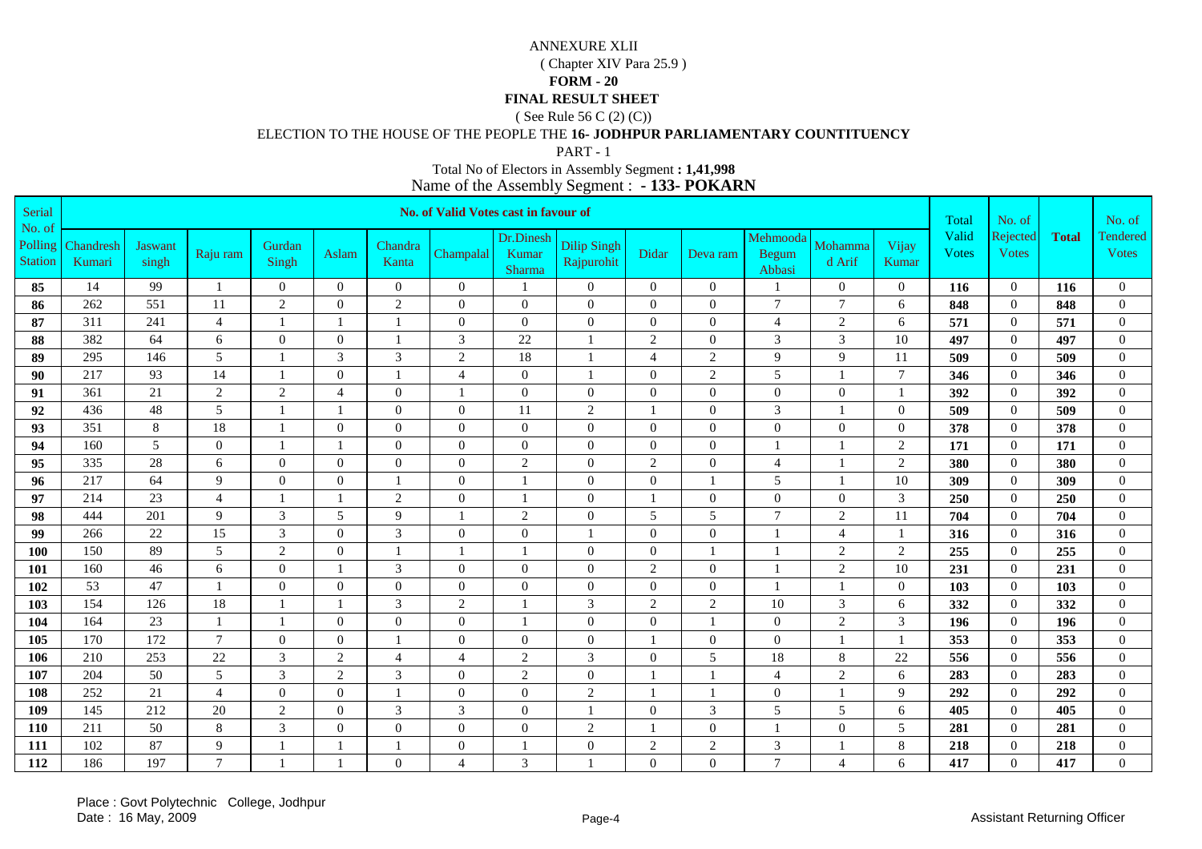ANNEXURE XLII

( Chapter XIV Para 25.9 )

**FORM - 20**

**FINAL RESULT SHEET**

( See Rule 56 C (2) (C))

ELECTION TO THE HOUSE OF THE PEOPLE THE **16- JODHPUR PARLIAMENTARY COUNTITUENCY**

PART - 1

Total No of Electors in Assembly Segment **: 1,41,998**

Name of the Assembly Segment : **- 133- POKARN**

| Serial No. of Polling Station | No. of Valid Votes cast in favour of | | | | | | | | | | | | | | Total Valid Votes | No. of Rejected Votes | Total | No. of Tendered Votes |
|---|---|---|---|---|---|---|---|---|---|---|---|---|---|---|---|---|---|---|
| | Chandresh Kumari | Jaswant singh | Raju ram | Gurdan Singh | Aslam | Chandra Kanta | Champalal | Dr.Dinesh Kumar Sharma | Dilip Singh Rajpurohit | Didar | Deva ram | Mehmooda Begum Abbasi | Mohammad Arif | Vijay Kumar | | | | |
| **85** | 14 | 99 | 1 | 0 | 0 | 0 | 0 | 1 | 0 | 0 | 0 | 1 | 0 | 0 | **116** | 0 | **116** | 0 |
| **86** | 262 | 551 | 11 | 2 | 0 | 2 | 0 | 0 | 0 | 0 | 0 | 7 | 7 | 6 | **848** | 0 | **848** | 0 |
| **87** | 311 | 241 | 4 | 1 | 1 | 1 | 0 | 0 | 0 | 0 | 0 | 4 | 2 | 6 | **571** | 0 | **571** | 0 |
| **88** | 382 | 64 | 6 | 0 | 0 | 1 | 3 | 22 | 1 | 2 | 0 | 3 | 3 | 10 | **497** | 0 | **497** | 0 |
| **89** | 295 | 146 | 5 | 1 | 3 | 3 | 2 | 18 | 1 | 4 | 2 | 9 | 9 | 11 | **509** | 0 | **509** | 0 |
| **90** | 217 | 93 | 14 | 1 | 0 | 1 | 4 | 0 | 1 | 0 | 2 | 5 | 1 | 7 | **346** | 0 | **346** | 0 |
| **91** | 361 | 21 | 2 | 2 | 4 | 0 | 1 | 0 | 0 | 0 | 0 | 0 | 0 | 1 | **392** | 0 | **392** | 0 |
| **92** | 436 | 48 | 5 | 1 | 1 | 0 | 0 | 11 | 2 | 1 | 0 | 3 | 1 | 0 | **509** | 0 | **509** | 0 |
| **93** | 351 | 8 | 18 | 1 | 0 | 0 | 0 | 0 | 0 | 0 | 0 | 0 | 0 | 0 | **378** | 0 | **378** | 0 |
| **94** | 160 | 5 | 0 | 1 | 1 | 0 | 0 | 0 | 0 | 0 | 0 | 1 | 1 | 2 | **171** | 0 | **171** | 0 |
| **95** | 335 | 28 | 6 | 0 | 0 | 0 | 0 | 2 | 0 | 2 | 0 | 4 | 1 | 2 | **380** | 0 | **380** | 0 |
| **96** | 217 | 64 | 9 | 0 | 0 | 1 | 0 | 1 | 0 | 0 | 1 | 5 | 1 | 10 | **309** | 0 | **309** | 0 |
| **97** | 214 | 23 | 4 | 1 | 1 | 2 | 0 | 1 | 0 | 1 | 0 | 0 | 0 | 3 | **250** | 0 | **250** | 0 |
| **98** | 444 | 201 | 9 | 3 | 5 | 9 | 1 | 2 | 0 | 5 | 5 | 7 | 2 | 11 | **704** | 0 | **704** | 0 |
| **99** | 266 | 22 | 15 | 3 | 0 | 3 | 0 | 0 | 1 | 0 | 0 | 1 | 4 | 1 | **316** | 0 | **316** | 0 |
| **100** | 150 | 89 | 5 | 2 | 0 | 1 | 1 | 1 | 0 | 0 | 1 | 1 | 2 | 2 | **255** | 0 | **255** | 0 |
| **101** | 160 | 46 | 6 | 0 | 1 | 3 | 0 | 0 | 0 | 2 | 0 | 1 | 2 | 10 | **231** | 0 | **231** | 0 |
| **102** | 53 | 47 | 1 | 0 | 0 | 0 | 0 | 0 | 0 | 0 | 0 | 1 | 1 | 0 | **103** | 0 | **103** | 0 |
| **103** | 154 | 126 | 18 | 1 | 1 | 3 | 2 | 1 | 3 | 2 | 2 | 10 | 3 | 6 | **332** | 0 | **332** | 0 |
| **104** | 164 | 23 | 1 | 1 | 0 | 0 | 0 | 1 | 0 | 0 | 1 | 0 | 2 | 3 | **196** | 0 | **196** | 0 |
| **105** | 170 | 172 | 7 | 0 | 0 | 1 | 0 | 0 | 0 | 1 | 0 | 0 | 1 | 1 | **353** | 0 | **353** | 0 |
| **106** | 210 | 253 | 22 | 3 | 2 | 4 | 4 | 2 | 3 | 0 | 5 | 18 | 8 | 22 | **556** | 0 | **556** | 0 |
| **107** | 204 | 50 | 5 | 3 | 2 | 3 | 0 | 2 | 0 | 1 | 1 | 4 | 2 | 6 | **283** | 0 | **283** | 0 |
| **108** | 252 | 21 | 4 | 0 | 0 | 1 | 0 | 0 | 2 | 1 | 1 | 0 | 1 | 9 | **292** | 0 | **292** | 0 |
| **109** | 145 | 212 | 20 | 2 | 0 | 3 | 3 | 0 | 1 | 0 | 3 | 5 | 5 | 6 | **405** | 0 | **405** | 0 |
| **110** | 211 | 50 | 8 | 3 | 0 | 0 | 0 | 0 | 2 | 1 | 0 | 1 | 0 | 5 | **281** | 0 | **281** | 0 |
| **111** | 102 | 87 | 9 | 1 | 1 | 1 | 0 | 1 | 0 | 2 | 2 | 3 | 1 | 8 | **218** | 0 | **218** | 0 |
| **112** | 186 | 197 | 7 | 1 | 1 | 0 | 4 | 3 | 1 | 0 | 0 | 7 | 4 | 6 | **417** | 0 | **417** | 0 |

Place : Govt Polytechnic College, Jodhpur
Date : 16 May, 2009

Assistant Returning Officer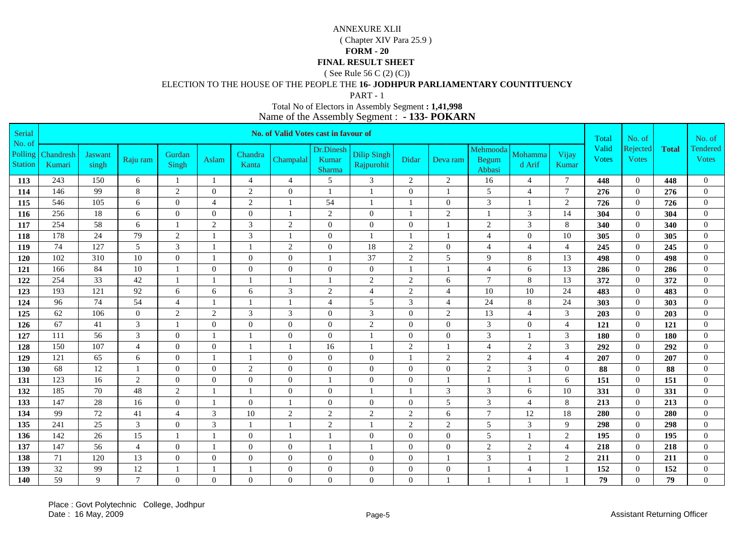ANNEXURE XLII

( Chapter XIV Para 25.9 )

**FORM - 20**

**FINAL RESULT SHEET**

( See Rule 56 C (2) (C))

ELECTION TO THE HOUSE OF THE PEOPLE THE **16- JODHPUR PARLIAMENTARY COUNTITUENCY**

PART - 1

Total No of Electors in Assembly Segment **: 1,41,998**

Name of the Assembly Segment : **- 133- POKARN**

| Serial No. of Polling Station | No. of Valid Votes cast in favour of | | | | | | | | | | | | | | Total Valid Votes | No. of Rejected Votes | Total | No. of Tendered Votes |
|---|---|---|---|---|---|---|---|---|---|---|---|---|---|---|---|---|---|---|
| | Chandresh Kumari | Jaswant singh | Raju ram | Gurdan Singh | Aslam | Chandra Kanta | Champalal | Dr.Dinesh Kumar Sharma | Dilip Singh Rajpurohit | Didar | Deva ram | Mehmooda Begum Abbasi | Mohammad Arif | Vijay Kumar | | | | |
| **113** | 243 | 150 | 6 | 1 | 1 | 4 | 4 | 5 | 3 | 2 | 2 | 16 | 4 | 7 | **448** | 0 | **448** | 0 |
| **114** | 146 | 99 | 8 | 2 | 0 | 2 | 0 | 1 | 1 | 0 | 1 | 5 | 4 | 7 | **276** | 0 | **276** | 0 |
| **115** | 546 | 105 | 6 | 0 | 4 | 2 | 1 | 54 | 1 | 1 | 0 | 3 | 1 | 2 | **726** | 0 | **726** | 0 |
| **116** | 256 | 18 | 6 | 0 | 0 | 0 | 1 | 2 | 0 | 1 | 2 | 1 | 3 | 14 | **304** | 0 | **304** | 0 |
| **117** | 254 | 58 | 6 | 1 | 2 | 3 | 2 | 0 | 0 | 0 | 1 | 2 | 3 | 8 | **340** | 0 | **340** | 0 |
| **118** | 178 | 24 | 79 | 2 | 1 | 3 | 1 | 0 | 1 | 1 | 1 | 4 | 0 | 10 | **305** | 0 | **305** | 0 |
| **119** | 74 | 127 | 5 | 3 | 1 | 1 | 2 | 0 | 18 | 2 | 0 | 4 | 4 | 4 | **245** | 0 | **245** | 0 |
| **120** | 102 | 310 | 10 | 0 | 1 | 0 | 0 | 1 | 37 | 2 | 5 | 9 | 8 | 13 | **498** | 0 | **498** | 0 |
| **121** | 166 | 84 | 10 | 1 | 0 | 0 | 0 | 0 | 0 | 1 | 1 | 4 | 6 | 13 | **286** | 0 | **286** | 0 |
| **122** | 254 | 33 | 42 | 1 | 1 | 1 | 1 | 1 | 2 | 2 | 6 | 7 | 8 | 13 | **372** | 0 | **372** | 0 |
| **123** | 193 | 121 | 92 | 6 | 6 | 6 | 3 | 2 | 4 | 2 | 4 | 10 | 10 | 24 | **483** | 0 | **483** | 0 |
| **124** | 96 | 74 | 54 | 4 | 1 | 1 | 1 | 4 | 5 | 3 | 4 | 24 | 8 | 24 | **303** | 0 | **303** | 0 |
| **125** | 62 | 106 | 0 | 2 | 2 | 3 | 3 | 0 | 3 | 0 | 2 | 13 | 4 | 3 | **203** | 0 | **203** | 0 |
| **126** | 67 | 41 | 3 | 1 | 0 | 0 | 0 | 0 | 2 | 0 | 0 | 3 | 0 | 4 | **121** | 0 | **121** | 0 |
| **127** | 111 | 56 | 3 | 0 | 1 | 1 | 0 | 0 | 1 | 0 | 0 | 3 | 1 | 3 | **180** | 0 | **180** | 0 |
| **128** | 150 | 107 | 4 | 0 | 0 | 1 | 1 | 16 | 1 | 2 | 1 | 4 | 2 | 3 | **292** | 0 | **292** | 0 |
| **129** | 121 | 65 | 6 | 0 | 1 | 1 | 0 | 0 | 0 | 1 | 2 | 2 | 4 | 4 | **207** | 0 | **207** | 0 |
| **130** | 68 | 12 | 1 | 0 | 0 | 2 | 0 | 0 | 0 | 0 | 0 | 2 | 3 | 0 | **88** | 0 | **88** | 0 |
| **131** | 123 | 16 | 2 | 0 | 0 | 0 | 0 | 1 | 0 | 0 | 1 | 1 | 1 | 6 | **151** | 0 | **151** | 0 |
| **132** | 185 | 70 | 48 | 2 | 1 | 1 | 0 | 0 | 1 | 1 | 3 | 3 | 6 | 10 | **331** | 0 | **331** | 0 |
| **133** | 147 | 28 | 16 | 0 | 1 | 0 | 1 | 0 | 0 | 0 | 5 | 3 | 4 | 8 | **213** | 0 | **213** | 0 |
| **134** | 99 | 72 | 41 | 4 | 3 | 10 | 2 | 2 | 2 | 2 | 6 | 7 | 12 | 18 | **280** | 0 | **280** | 0 |
| **135** | 241 | 25 | 3 | 0 | 3 | 1 | 1 | 2 | 1 | 2 | 2 | 5 | 3 | 9 | **298** | 0 | **298** | 0 |
| **136** | 142 | 26 | 15 | 1 | 1 | 0 | 1 | 1 | 0 | 0 | 0 | 5 | 1 | 2 | **195** | 0 | **195** | 0 |
| **137** | 147 | 56 | 4 | 0 | 1 | 0 | 0 | 1 | 1 | 0 | 0 | 2 | 2 | 4 | **218** | 0 | **218** | 0 |
| **138** | 71 | 120 | 13 | 0 | 0 | 0 | 0 | 0 | 0 | 0 | 1 | 3 | 1 | 2 | **211** | 0 | **211** | 0 |
| **139** | 32 | 99 | 12 | 1 | 1 | 1 | 0 | 0 | 0 | 0 | 0 | 1 | 4 | 1 | **152** | 0 | **152** | 0 |
| **140** | 59 | 9 | 7 | 0 | 0 | 0 | 0 | 0 | 0 | 0 | 1 | 1 | 1 | 1 | **79** | 0 | **79** | 0 |

Place : Govt Polytechnic College, Jodhpur
Date : 16 May, 2009

Assistant Returning Officer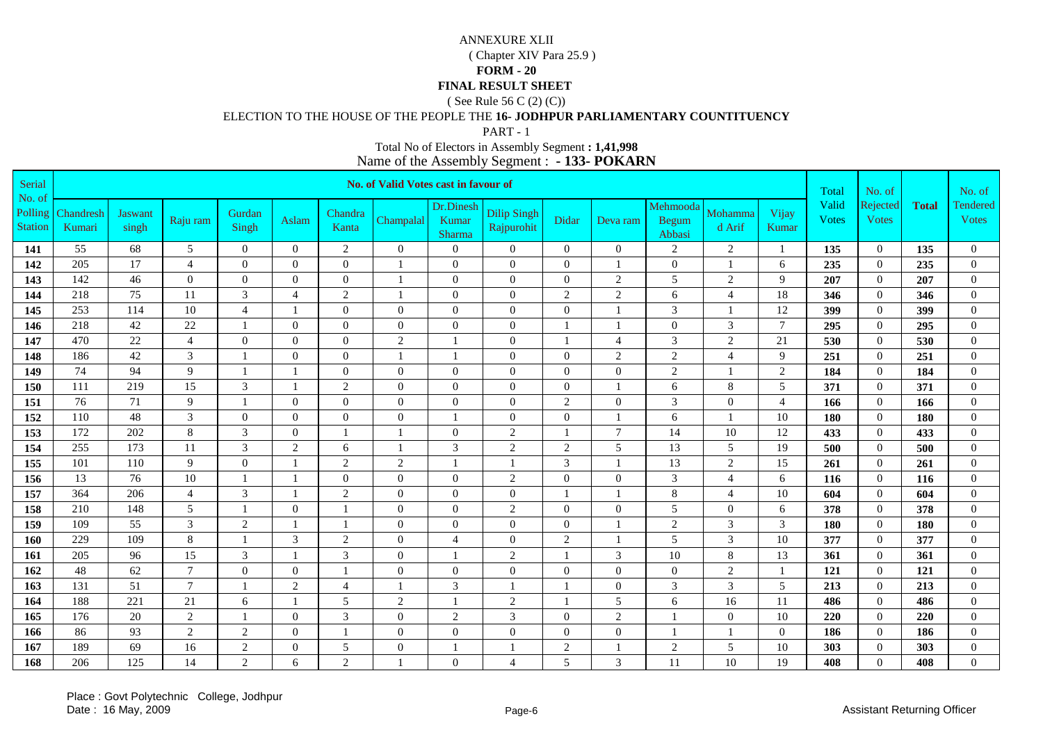ANNEXURE XLII

( Chapter XIV Para 25.9 )

**FORM - 20**

**FINAL RESULT SHEET**

( See Rule 56 C (2) (C))

ELECTION TO THE HOUSE OF THE PEOPLE THE **16- JODHPUR PARLIAMENTARY COUNTITUENCY**

PART - 1

Total No of Electors in Assembly Segment **: 1,41,998**

Name of the Assembly Segment : **- 133- POKARN**

| Serial No. of Polling Station | No. of Valid Votes cast in favour of | | | | | | | | | | | | | | Total Valid Votes | No. of Rejected Votes | Total | No. of Tendered Votes |
|---|---|---|---|---|---|---|---|---|---|---|---|---|---|---|---|---|---|---|
| | Chandresh Kumari | Jaswant singh | Raju ram | Gurdan Singh | Aslam | Chandra Kanta | Champalal | Dr.Dinesh Kumar Sharma | Dilip Singh Rajpurohit | Didar | Deva ram | Mehmooda Begum Abbasi | Mohammad Arif | Vijay Kumar | | | | |
| **141** | 55 | 68 | 5 | 0 | 0 | 2 | 0 | 0 | 0 | 0 | 0 | 2 | 2 | 1 | **135** | 0 | **135** | 0 |
| **142** | 205 | 17 | 4 | 0 | 0 | 0 | 1 | 0 | 0 | 0 | 1 | 0 | 1 | 6 | **235** | 0 | **235** | 0 |
| **143** | 142 | 46 | 0 | 0 | 0 | 0 | 1 | 0 | 0 | 0 | 2 | 5 | 2 | 9 | **207** | 0 | **207** | 0 |
| **144** | 218 | 75 | 11 | 3 | 4 | 2 | 1 | 0 | 0 | 2 | 2 | 6 | 4 | 18 | **346** | 0 | **346** | 0 |
| **145** | 253 | 114 | 10 | 4 | 1 | 0 | 0 | 0 | 0 | 0 | 1 | 3 | 1 | 12 | **399** | 0 | **399** | 0 |
| **146** | 218 | 42 | 22 | 1 | 0 | 0 | 0 | 0 | 0 | 1 | 1 | 0 | 3 | 7 | **295** | 0 | **295** | 0 |
| **147** | 470 | 22 | 4 | 0 | 0 | 0 | 2 | 1 | 0 | 1 | 4 | 3 | 2 | 21 | **530** | 0 | **530** | 0 |
| **148** | 186 | 42 | 3 | 1 | 0 | 0 | 1 | 1 | 0 | 0 | 2 | 2 | 4 | 9 | **251** | 0 | **251** | 0 |
| **149** | 74 | 94 | 9 | 1 | 1 | 0 | 0 | 0 | 0 | 0 | 0 | 2 | 1 | 2 | **184** | 0 | **184** | 0 |
| **150** | 111 | 219 | 15 | 3 | 1 | 2 | 0 | 0 | 0 | 0 | 1 | 6 | 8 | 5 | **371** | 0 | **371** | 0 |
| **151** | 76 | 71 | 9 | 1 | 0 | 0 | 0 | 0 | 0 | 2 | 0 | 3 | 0 | 4 | **166** | 0 | **166** | 0 |
| **152** | 110 | 48 | 3 | 0 | 0 | 0 | 0 | 1 | 0 | 0 | 1 | 6 | 1 | 10 | **180** | 0 | **180** | 0 |
| **153** | 172 | 202 | 8 | 3 | 0 | 1 | 1 | 0 | 2 | 1 | 7 | 14 | 10 | 12 | **433** | 0 | **433** | 0 |
| **154** | 255 | 173 | 11 | 3 | 2 | 6 | 1 | 3 | 2 | 2 | 5 | 13 | 5 | 19 | **500** | 0 | **500** | 0 |
| **155** | 101 | 110 | 9 | 0 | 1 | 2 | 2 | 1 | 1 | 3 | 1 | 13 | 2 | 15 | **261** | 0 | **261** | 0 |
| **156** | 13 | 76 | 10 | 1 | 1 | 0 | 0 | 0 | 2 | 0 | 0 | 3 | 4 | 6 | **116** | 0 | **116** | 0 |
| **157** | 364 | 206 | 4 | 3 | 1 | 2 | 0 | 0 | 0 | 1 | 1 | 8 | 4 | 10 | **604** | 0 | **604** | 0 |
| **158** | 210 | 148 | 5 | 1 | 0 | 1 | 0 | 0 | 2 | 0 | 0 | 5 | 0 | 6 | **378** | 0 | **378** | 0 |
| **159** | 109 | 55 | 3 | 2 | 1 | 1 | 0 | 0 | 0 | 0 | 1 | 2 | 3 | 3 | **180** | 0 | **180** | 0 |
| **160** | 229 | 109 | 8 | 1 | 3 | 2 | 0 | 4 | 0 | 2 | 1 | 5 | 3 | 10 | **377** | 0 | **377** | 0 |
| **161** | 205 | 96 | 15 | 3 | 1 | 3 | 0 | 1 | 2 | 1 | 3 | 10 | 8 | 13 | **361** | 0 | **361** | 0 |
| **162** | 48 | 62 | 7 | 0 | 0 | 1 | 0 | 0 | 0 | 0 | 0 | 0 | 2 | 1 | **121** | 0 | **121** | 0 |
| **163** | 131 | 51 | 7 | 1 | 2 | 4 | 1 | 3 | 1 | 1 | 0 | 3 | 3 | 5 | **213** | 0 | **213** | 0 |
| **164** | 188 | 221 | 21 | 6 | 1 | 5 | 2 | 1 | 2 | 1 | 5 | 6 | 16 | 11 | **486** | 0 | **486** | 0 |
| **165** | 176 | 20 | 2 | 1 | 0 | 3 | 0 | 2 | 3 | 0 | 2 | 1 | 0 | 10 | **220** | 0 | **220** | 0 |
| **166** | 86 | 93 | 2 | 2 | 0 | 1 | 0 | 0 | 0 | 0 | 0 | 1 | 1 | 0 | **186** | 0 | **186** | 0 |
| **167** | 189 | 69 | 16 | 2 | 0 | 5 | 0 | 1 | 1 | 2 | 1 | 2 | 5 | 10 | **303** | 0 | **303** | 0 |
| **168** | 206 | 125 | 14 | 2 | 6 | 2 | 1 | 0 | 4 | 5 | 3 | 11 | 10 | 19 | **408** | 0 | **408** | 0 |

Place : Govt Polytechnic College, Jodhpur

Date : 16 May, 2009

Assistant Returning Officer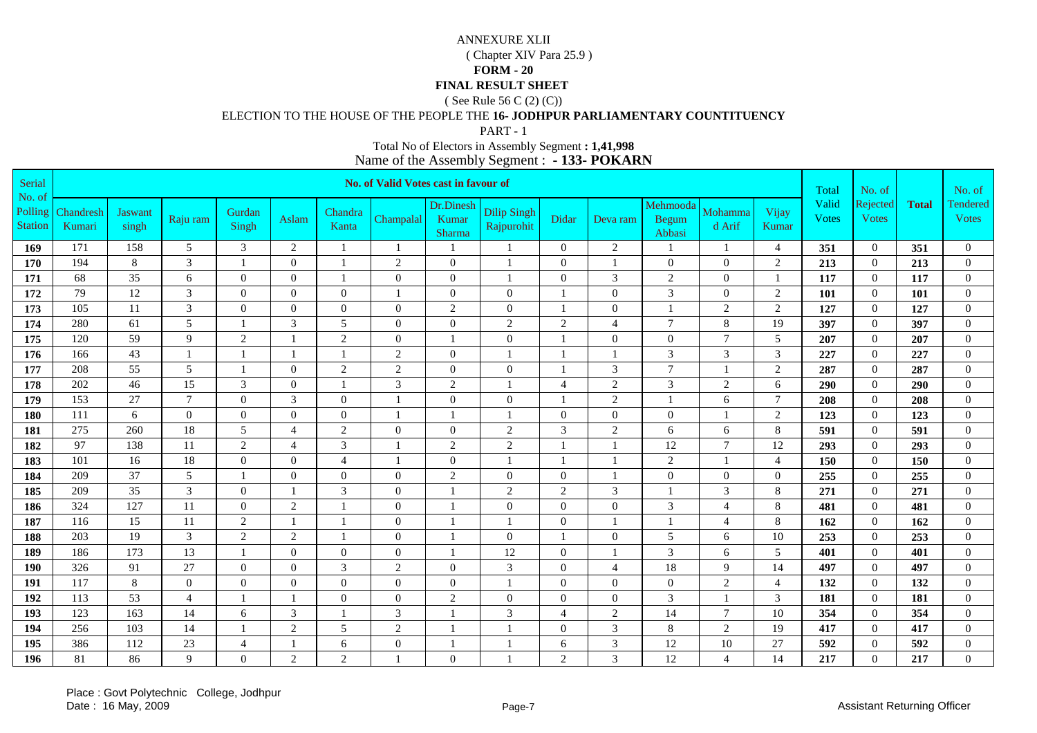ANNEXURE XLII

( Chapter XIV Para 25.9 )

**FORM - 20**

**FINAL RESULT SHEET**

( See Rule 56 C (2) (C))

ELECTION TO THE HOUSE OF THE PEOPLE THE **16- JODHPUR PARLIAMENTARY COUNTITUENCY**

PART - 1

Total No of Electors in Assembly Segment **: 1,41,998**

Name of the Assembly Segment : **- 133- POKARN**

| Serial No. of Polling Station | No. of Valid Votes cast in favour of | | | | | | | | | | | | | | Total Valid Votes | No. of Rejected Votes | Total | No. of Tendered Votes |
|---|---|---|---|---|---|---|---|---|---|---|---|---|---|---|---|---|---|---|
| | Chandresh Kumari | Jaswant singh | Raju ram | Gurdan Singh | Aslam | Chandra Kanta | Champalal | Dr.Dinesh Kumar Sharma | Dilip Singh Rajpurohit | Didar | Deva ram | Mehmooda Begum Abbasi | Mohammad Arif | Vijay Kumar | | | | |
| **169** | 171 | 158 | 5 | 3 | 2 | 1 | 1 | 1 | 1 | 0 | 2 | 1 | 1 | 4 | **351** | 0 | **351** | 0 |
| **170** | 194 | 8 | 3 | 1 | 0 | 1 | 2 | 0 | 1 | 0 | 1 | 0 | 0 | 2 | **213** | 0 | **213** | 0 |
| **171** | 68 | 35 | 6 | 0 | 0 | 1 | 0 | 0 | 1 | 0 | 3 | 2 | 0 | 1 | **117** | 0 | **117** | 0 |
| **172** | 79 | 12 | 3 | 0 | 0 | 0 | 1 | 0 | 0 | 1 | 0 | 3 | 0 | 2 | **101** | 0 | **101** | 0 |
| **173** | 105 | 11 | 3 | 0 | 0 | 0 | 0 | 2 | 0 | 1 | 0 | 1 | 2 | 2 | **127** | 0 | **127** | 0 |
| **174** | 280 | 61 | 5 | 1 | 3 | 5 | 0 | 0 | 2 | 2 | 4 | 7 | 8 | 19 | **397** | 0 | **397** | 0 |
| **175** | 120 | 59 | 9 | 2 | 1 | 2 | 0 | 1 | 0 | 1 | 0 | 0 | 7 | 5 | **207** | 0 | **207** | 0 |
| **176** | 166 | 43 | 1 | 1 | 1 | 1 | 2 | 0 | 1 | 1 | 1 | 3 | 3 | 3 | **227** | 0 | **227** | 0 |
| **177** | 208 | 55 | 5 | 1 | 0 | 2 | 2 | 0 | 0 | 1 | 3 | 7 | 1 | 2 | **287** | 0 | **287** | 0 |
| **178** | 202 | 46 | 15 | 3 | 0 | 1 | 3 | 2 | 1 | 4 | 2 | 3 | 2 | 6 | **290** | 0 | **290** | 0 |
| **179** | 153 | 27 | 7 | 0 | 3 | 0 | 1 | 0 | 0 | 1 | 2 | 1 | 6 | 7 | **208** | 0 | **208** | 0 |
| **180** | 111 | 6 | 0 | 0 | 0 | 0 | 1 | 1 | 1 | 0 | 0 | 0 | 1 | 2 | **123** | 0 | **123** | 0 |
| **181** | 275 | 260 | 18 | 5 | 4 | 2 | 0 | 0 | 2 | 3 | 2 | 6 | 6 | 8 | **591** | 0 | **591** | 0 |
| **182** | 97 | 138 | 11 | 2 | 4 | 3 | 1 | 2 | 2 | 1 | 1 | 12 | 7 | 12 | **293** | 0 | **293** | 0 |
| **183** | 101 | 16 | 18 | 0 | 0 | 4 | 1 | 0 | 1 | 1 | 1 | 2 | 1 | 4 | **150** | 0 | **150** | 0 |
| **184** | 209 | 37 | 5 | 1 | 0 | 0 | 0 | 2 | 0 | 0 | 1 | 0 | 0 | 0 | **255** | 0 | **255** | 0 |
| **185** | 209 | 35 | 3 | 0 | 1 | 3 | 0 | 1 | 2 | 2 | 3 | 1 | 3 | 8 | **271** | 0 | **271** | 0 |
| **186** | 324 | 127 | 11 | 0 | 2 | 1 | 0 | 1 | 0 | 0 | 0 | 3 | 4 | 8 | **481** | 0 | **481** | 0 |
| **187** | 116 | 15 | 11 | 2 | 1 | 1 | 0 | 1 | 1 | 0 | 1 | 1 | 4 | 8 | **162** | 0 | **162** | 0 |
| **188** | 203 | 19 | 3 | 2 | 2 | 1 | 0 | 1 | 0 | 1 | 0 | 5 | 6 | 10 | **253** | 0 | **253** | 0 |
| **189** | 186 | 173 | 13 | 1 | 0 | 0 | 0 | 1 | 12 | 0 | 1 | 3 | 6 | 5 | **401** | 0 | **401** | 0 |
| **190** | 326 | 91 | 27 | 0 | 0 | 3 | 2 | 0 | 3 | 0 | 4 | 18 | 9 | 14 | **497** | 0 | **497** | 0 |
| **191** | 117 | 8 | 0 | 0 | 0 | 0 | 0 | 0 | 1 | 0 | 0 | 0 | 2 | 4 | **132** | 0 | **132** | 0 |
| **192** | 113 | 53 | 4 | 1 | 1 | 0 | 0 | 2 | 0 | 0 | 0 | 3 | 1 | 3 | **181** | 0 | **181** | 0 |
| **193** | 123 | 163 | 14 | 6 | 3 | 1 | 3 | 1 | 3 | 4 | 2 | 14 | 7 | 10 | **354** | 0 | **354** | 0 |
| **194** | 256 | 103 | 14 | 1 | 2 | 5 | 2 | 1 | 1 | 0 | 3 | 8 | 2 | 19 | **417** | 0 | **417** | 0 |
| **195** | 386 | 112 | 23 | 4 | 1 | 6 | 0 | 1 | 1 | 6 | 3 | 12 | 10 | 27 | **592** | 0 | **592** | 0 |
| **196** | 81 | 86 | 9 | 0 | 2 | 2 | 1 | 0 | 1 | 2 | 3 | 12 | 4 | 14 | **217** | 0 | **217** | 0 |

Place : Govt Polytechnic College, Jodhpur
Date : 16 May, 2009

Assistant Returning Officer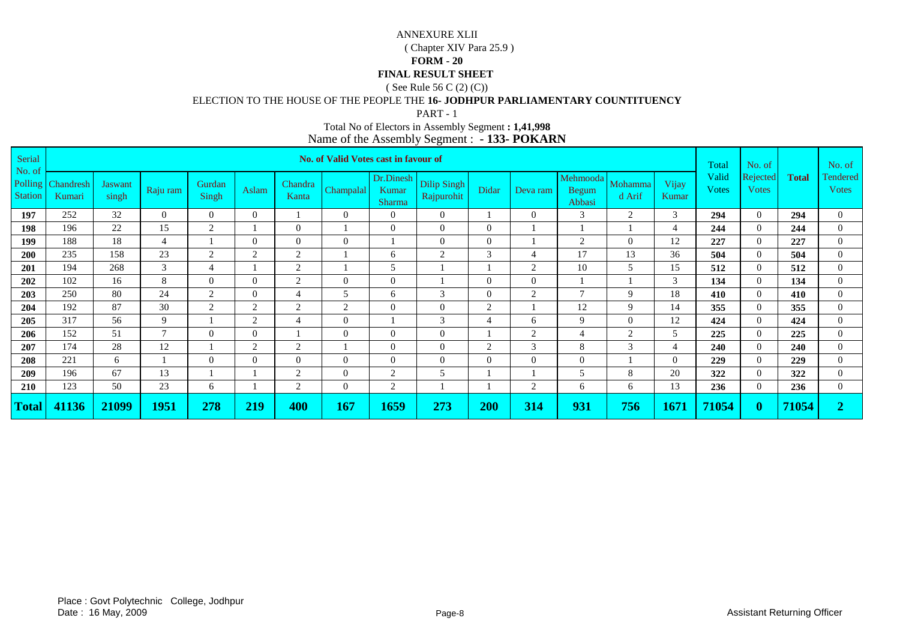ANNEXURE XLII

( Chapter XIV Para 25.9 )

**FORM - 20**

**FINAL RESULT SHEET**

( See Rule 56 C (2) (C))

ELECTION TO THE HOUSE OF THE PEOPLE THE **16- JODHPUR PARLIAMENTARY COUNTITUENCY**

PART - 1

Total No of Electors in Assembly Segment **: 1,41,998**

Name of the Assembly Segment : **- 133- POKARN**

| Serial No. of Polling Station | No. of Valid Votes cast in favour of | | | | | | | | | | | | | | Total Valid Votes | No. of Rejected Votes | Total | No. of Tendered Votes |
|---|---|---|---|---|---|---|---|---|---|---|---|---|---|---|---|---|---|---|
| | Chandresh Kumari | Jaswant singh | Raju ram | Gurdan Singh | Aslam | Chandra Kanta | Champalal | Dr.Dinesh Kumar Sharma | Dilip Singh Rajpurohit | Didar | Deva ram | Mehmooda Begum Abbasi | Mohammad Arif | Vijay Kumar | | | | |
| **197** | 252 | 32 | 0 | 0 | 0 | 1 | 0 | 0 | 0 | 1 | 0 | 3 | 2 | 3 | **294** | 0 | **294** | 0 |
| **198** | 196 | 22 | 15 | 2 | 1 | 0 | 1 | 0 | 0 | 0 | 1 | 1 | 1 | 4 | **244** | 0 | **244** | 0 |
| **199** | 188 | 18 | 4 | 1 | 0 | 0 | 0 | 1 | 0 | 0 | 1 | 2 | 0 | 12 | **227** | 0 | **227** | 0 |
| **200** | 235 | 158 | 23 | 2 | 2 | 2 | 1 | 6 | 2 | 3 | 4 | 17 | 13 | 36 | **504** | 0 | **504** | 0 |
| **201** | 194 | 268 | 3 | 4 | 1 | 2 | 1 | 5 | 1 | 1 | 2 | 10 | 5 | 15 | **512** | 0 | **512** | 0 |
| **202** | 102 | 16 | 8 | 0 | 0 | 2 | 0 | 0 | 1 | 0 | 0 | 1 | 1 | 3 | **134** | 0 | **134** | 0 |
| **203** | 250 | 80 | 24 | 2 | 0 | 4 | 5 | 6 | 3 | 0 | 2 | 7 | 9 | 18 | **410** | 0 | **410** | 0 |
| **204** | 192 | 87 | 30 | 2 | 2 | 2 | 2 | 0 | 0 | 2 | 1 | 12 | 9 | 14 | **355** | 0 | **355** | 0 |
| **205** | 317 | 56 | 9 | 1 | 2 | 4 | 0 | 1 | 3 | 4 | 6 | 9 | 0 | 12 | **424** | 0 | **424** | 0 |
| **206** | 152 | 51 | 7 | 0 | 0 | 1 | 0 | 0 | 0 | 1 | 2 | 4 | 2 | 5 | **225** | 0 | **225** | 0 |
| **207** | 174 | 28 | 12 | 1 | 2 | 2 | 1 | 0 | 0 | 2 | 3 | 8 | 3 | 4 | **240** | 0 | **240** | 0 |
| **208** | 221 | 6 | 1 | 0 | 0 | 0 | 0 | 0 | 0 | 0 | 0 | 0 | 1 | 0 | **229** | 0 | **229** | 0 |
| **209** | 196 | 67 | 13 | 1 | 1 | 2 | 0 | 2 | 5 | 1 | 1 | 5 | 8 | 20 | **322** | 0 | **322** | 0 |
| **210** | 123 | 50 | 23 | 6 | 1 | 2 | 0 | 2 | 1 | 1 | 2 | 6 | 6 | 13 | **236** | 0 | **236** | 0 |
| **Total** | **41136** | **21099** | **1951** | **278** | **219** | **400** | **167** | **1659** | **273** | **200** | **314** | **931** | **756** | **1671** | **71054** | **0** | **71054** | **2** |

Place : Govt Polytechnic College, Jodhpur
Date : 16 May, 2009

Assistant Returning Officer